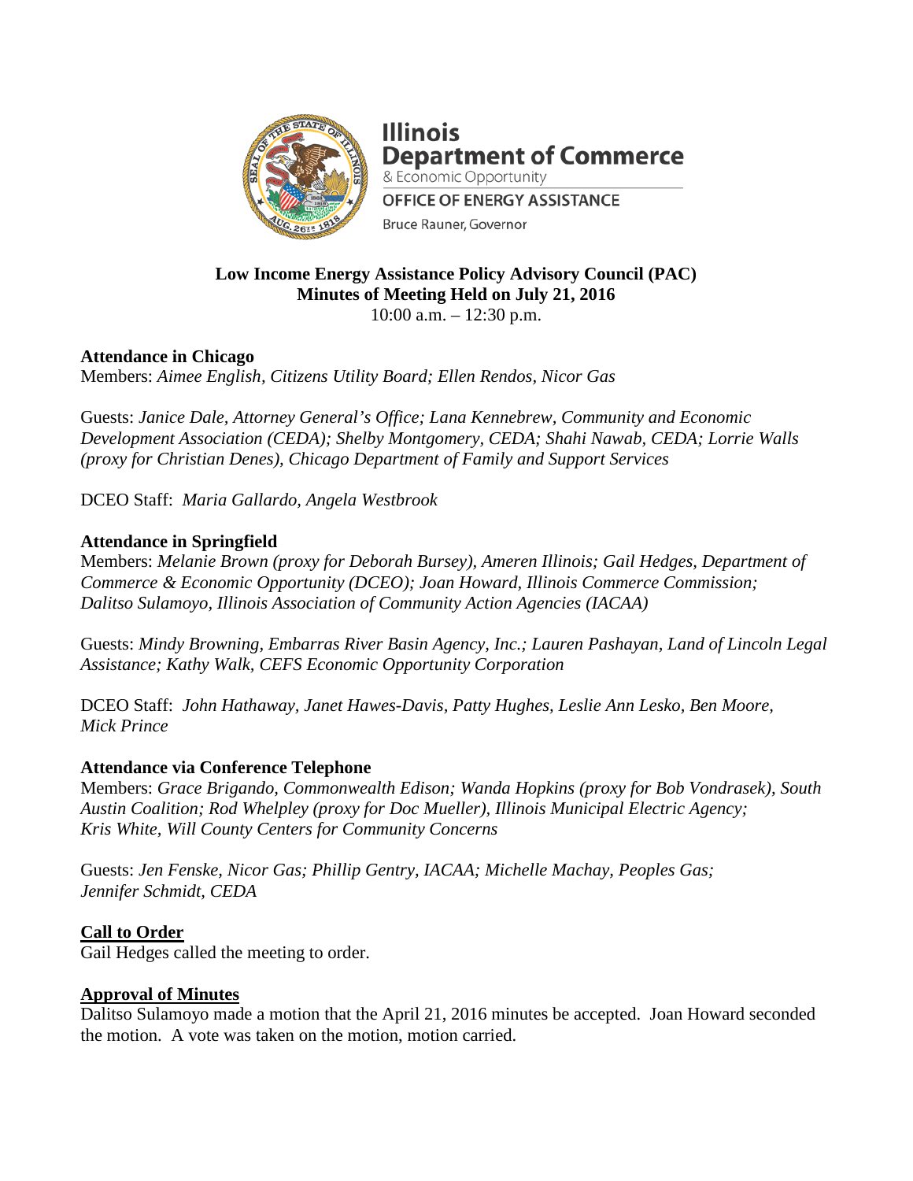**Illinois Department of Commerce**
& Economic Opportunity
OFFICE OF ENERGY ASSISTANCE
Bruce Rauner, Governor

**Low Income Energy Assistance Policy Advisory Council (PAC)**
**Minutes of Meeting Held on July 21, 2016**
10:00 a.m. – 12:30 p.m.

**Attendance in Chicago**
Members: *Aimee English, Citizens Utility Board; Ellen Rendos, Nicor Gas*

Guests: *Janice Dale, Attorney General's Office; Lana Kennebrew, Community and Economic Development Association (CEDA); Shelby Montgomery, CEDA; Shahi Nawab, CEDA; Lorrie Walls (proxy for Christian Denes), Chicago Department of Family and Support Services*

DCEO Staff: *Maria Gallardo, Angela Westbrook*

**Attendance in Springfield**
Members: *Melanie Brown (proxy for Deborah Bursey), Ameren Illinois; Gail Hedges, Department of Commerce & Economic Opportunity (DCEO); Joan Howard, Illinois Commerce Commission; Dalitso Sulamoyo, Illinois Association of Community Action Agencies (IACAA)*

Guests: *Mindy Browning, Embarras River Basin Agency, Inc.; Lauren Pashayan, Land of Lincoln Legal Assistance; Kathy Walk, CEFS Economic Opportunity Corporation*

DCEO Staff: *John Hathaway, Janet Hawes-Davis, Patty Hughes, Leslie Ann Lesko, Ben Moore, Mick Prince*

**Attendance via Conference Telephone**
Members: *Grace Brigando, Commonwealth Edison; Wanda Hopkins (proxy for Bob Vondrasek), South Austin Coalition; Rod Whelpley (proxy for Doc Mueller), Illinois Municipal Electric Agency; Kris White, Will County Centers for Community Concerns*

Guests: *Jen Fenske, Nicor Gas; Phillip Gentry, IACAA; Michelle Machay, Peoples Gas; Jennifer Schmidt, CEDA*

**Call to Order**
Gail Hedges called the meeting to order.

**Approval of Minutes**
Dalitso Sulamoyo made a motion that the April 21, 2016 minutes be accepted. Joan Howard seconded the motion. A vote was taken on the motion, motion carried.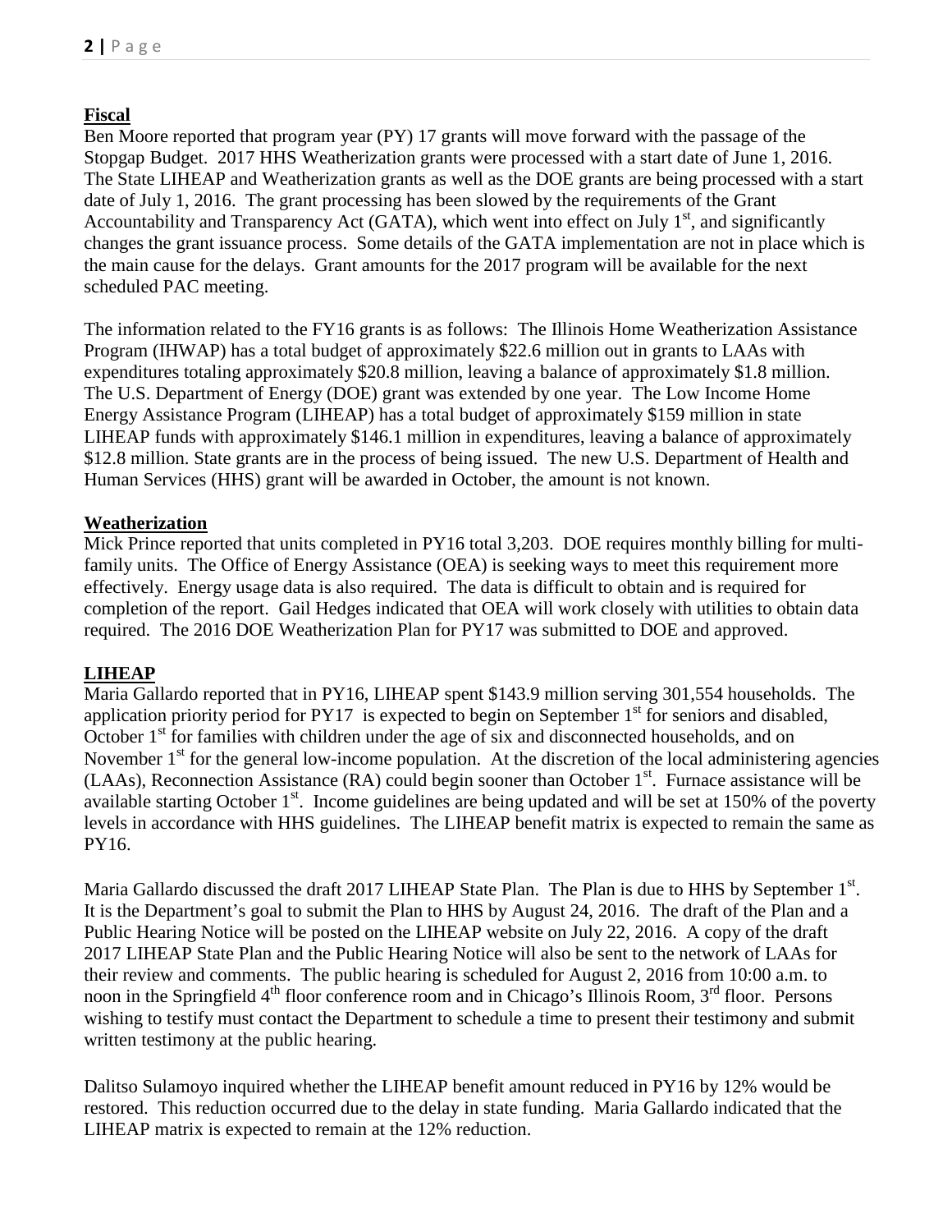## Fiscal

Ben Moore reported that program year (PY) 17 grants will move forward with the passage of the Stopgap Budget. 2017 HHS Weatherization grants were processed with a start date of June 1, 2016. The State LIHEAP and Weatherization grants as well as the DOE grants are being processed with a start date of July 1, 2016. The grant processing has been slowed by the requirements of the Grant Accountability and Transparency Act (GATA), which went into effect on July 1st, and significantly changes the grant issuance process. Some details of the GATA implementation are not in place which is the main cause for the delays. Grant amounts for the 2017 program will be available for the next scheduled PAC meeting.

The information related to the FY16 grants is as follows: The Illinois Home Weatherization Assistance Program (IHWAP) has a total budget of approximately $22.6 million out in grants to LAAs with expenditures totaling approximately $20.8 million, leaving a balance of approximately $1.8 million. The U.S. Department of Energy (DOE) grant was extended by one year. The Low Income Home Energy Assistance Program (LIHEAP) has a total budget of approximately $159 million in state LIHEAP funds with approximately $146.1 million in expenditures, leaving a balance of approximately $12.8 million. State grants are in the process of being issued. The new U.S. Department of Health and Human Services (HHS) grant will be awarded in October, the amount is not known.

## Weatherization

Mick Prince reported that units completed in PY16 total 3,203. DOE requires monthly billing for multi-family units. The Office of Energy Assistance (OEA) is seeking ways to meet this requirement more effectively. Energy usage data is also required. The data is difficult to obtain and is required for completion of the report. Gail Hedges indicated that OEA will work closely with utilities to obtain data required. The 2016 DOE Weatherization Plan for PY17 was submitted to DOE and approved.

## LIHEAP

Maria Gallardo reported that in PY16, LIHEAP spent $143.9 million serving 301,554 households. The application priority period for PY17 is expected to begin on September 1st for seniors and disabled, October 1st for families with children under the age of six and disconnected households, and on November 1st for the general low-income population. At the discretion of the local administering agencies (LAAs), Reconnection Assistance (RA) could begin sooner than October 1st. Furnace assistance will be available starting October 1st. Income guidelines are being updated and will be set at 150% of the poverty levels in accordance with HHS guidelines. The LIHEAP benefit matrix is expected to remain the same as PY16.

Maria Gallardo discussed the draft 2017 LIHEAP State Plan. The Plan is due to HHS by September 1st. It is the Department's goal to submit the Plan to HHS by August 24, 2016. The draft of the Plan and a Public Hearing Notice will be posted on the LIHEAP website on July 22, 2016. A copy of the draft 2017 LIHEAP State Plan and the Public Hearing Notice will also be sent to the network of LAAs for their review and comments. The public hearing is scheduled for August 2, 2016 from 10:00 a.m. to noon in the Springfield 4th floor conference room and in Chicago's Illinois Room, 3rd floor. Persons wishing to testify must contact the Department to schedule a time to present their testimony and submit written testimony at the public hearing.

Dalitso Sulamoyo inquired whether the LIHEAP benefit amount reduced in PY16 by 12% would be restored. This reduction occurred due to the delay in state funding. Maria Gallardo indicated that the LIHEAP matrix is expected to remain at the 12% reduction.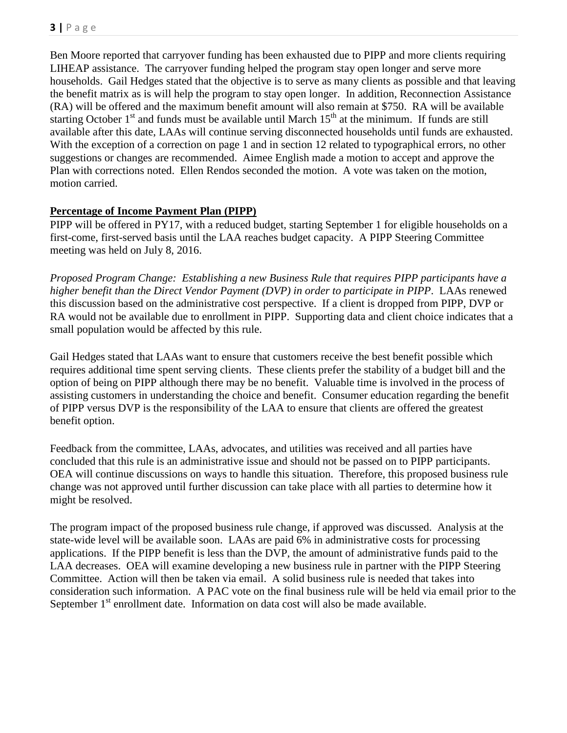Ben Moore reported that carryover funding has been exhausted due to PIPP and more clients requiring LIHEAP assistance. The carryover funding helped the program stay open longer and serve more households. Gail Hedges stated that the objective is to serve as many clients as possible and that leaving the benefit matrix as is will help the program to stay open longer. In addition, Reconnection Assistance (RA) will be offered and the maximum benefit amount will also remain at $750. RA will be available starting October 1st and funds must be available until March 15th at the minimum. If funds are still available after this date, LAAs will continue serving disconnected households until funds are exhausted. With the exception of a correction on page 1 and in section 12 related to typographical errors, no other suggestions or changes are recommended. Aimee English made a motion to accept and approve the Plan with corrections noted. Ellen Rendos seconded the motion. A vote was taken on the motion, motion carried.

**Percentage of Income Payment Plan (PIPP)**

PIPP will be offered in PY17, with a reduced budget, starting September 1 for eligible households on a first-come, first-served basis until the LAA reaches budget capacity. A PIPP Steering Committee meeting was held on July 8, 2016.

*Proposed Program Change: Establishing a new Business Rule that requires PIPP participants have a higher benefit than the Direct Vendor Payment (DVP) in order to participate in PIPP*. LAAs renewed this discussion based on the administrative cost perspective. If a client is dropped from PIPP, DVP or RA would not be available due to enrollment in PIPP. Supporting data and client choice indicates that a small population would be affected by this rule.

Gail Hedges stated that LAAs want to ensure that customers receive the best benefit possible which requires additional time spent serving clients. These clients prefer the stability of a budget bill and the option of being on PIPP although there may be no benefit. Valuable time is involved in the process of assisting customers in understanding the choice and benefit. Consumer education regarding the benefit of PIPP versus DVP is the responsibility of the LAA to ensure that clients are offered the greatest benefit option.

Feedback from the committee, LAAs, advocates, and utilities was received and all parties have concluded that this rule is an administrative issue and should not be passed on to PIPP participants. OEA will continue discussions on ways to handle this situation. Therefore, this proposed business rule change was not approved until further discussion can take place with all parties to determine how it might be resolved.

The program impact of the proposed business rule change, if approved was discussed. Analysis at the state-wide level will be available soon. LAAs are paid 6% in administrative costs for processing applications. If the PIPP benefit is less than the DVP, the amount of administrative funds paid to the LAA decreases. OEA will examine developing a new business rule in partner with the PIPP Steering Committee. Action will then be taken via email. A solid business rule is needed that takes into consideration such information. A PAC vote on the final business rule will be held via email prior to the September 1st enrollment date. Information on data cost will also be made available.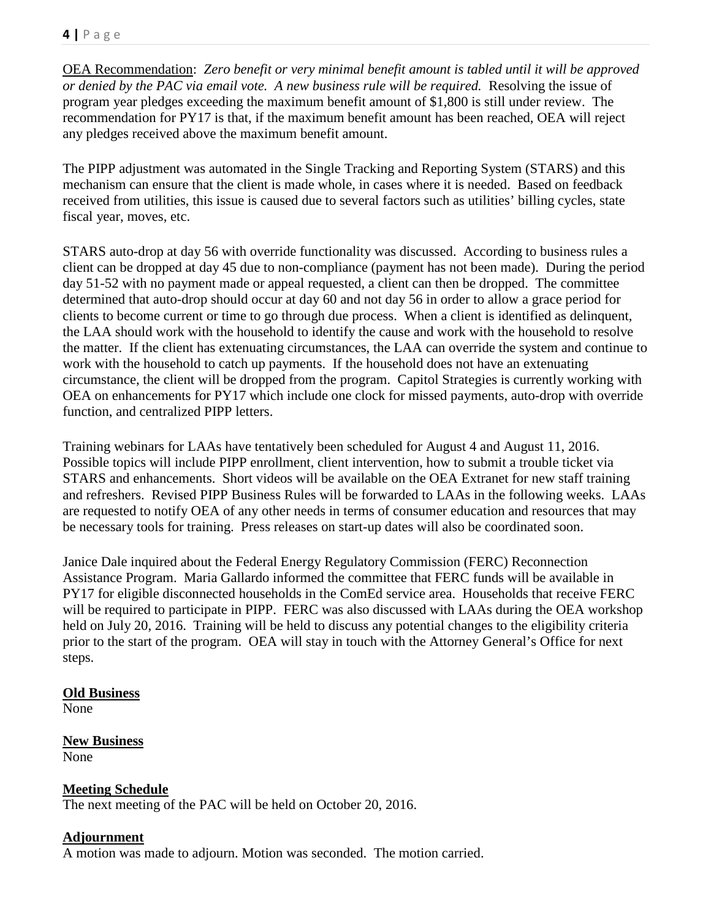<u>OEA Recommendation</u>: *Zero benefit or very minimal benefit amount is tabled until it will be approved or denied by the PAC via email vote. A new business rule will be required.* Resolving the issue of program year pledges exceeding the maximum benefit amount of $1,800 is still under review. The recommendation for PY17 is that, if the maximum benefit amount has been reached, OEA will reject any pledges received above the maximum benefit amount.

The PIPP adjustment was automated in the Single Tracking and Reporting System (STARS) and this mechanism can ensure that the client is made whole, in cases where it is needed. Based on feedback received from utilities, this issue is caused due to several factors such as utilities' billing cycles, state fiscal year, moves, etc.

STARS auto-drop at day 56 with override functionality was discussed. According to business rules a client can be dropped at day 45 due to non-compliance (payment has not been made). During the period day 51-52 with no payment made or appeal requested, a client can then be dropped. The committee determined that auto-drop should occur at day 60 and not day 56 in order to allow a grace period for clients to become current or time to go through due process. When a client is identified as delinquent, the LAA should work with the household to identify the cause and work with the household to resolve the matter. If the client has extenuating circumstances, the LAA can override the system and continue to work with the household to catch up payments. If the household does not have an extenuating circumstance, the client will be dropped from the program. Capitol Strategies is currently working with OEA on enhancements for PY17 which include one clock for missed payments, auto-drop with override function, and centralized PIPP letters.

Training webinars for LAAs have tentatively been scheduled for August 4 and August 11, 2016. Possible topics will include PIPP enrollment, client intervention, how to submit a trouble ticket via STARS and enhancements. Short videos will be available on the OEA Extranet for new staff training and refreshers. Revised PIPP Business Rules will be forwarded to LAAs in the following weeks. LAAs are requested to notify OEA of any other needs in terms of consumer education and resources that may be necessary tools for training. Press releases on start-up dates will also be coordinated soon.

Janice Dale inquired about the Federal Energy Regulatory Commission (FERC) Reconnection Assistance Program. Maria Gallardo informed the committee that FERC funds will be available in PY17 for eligible disconnected households in the ComEd service area. Households that receive FERC will be required to participate in PIPP. FERC was also discussed with LAAs during the OEA workshop held on July 20, 2016. Training will be held to discuss any potential changes to the eligibility criteria prior to the start of the program. OEA will stay in touch with the Attorney General's Office for next steps.

**<u>Old Business</u>**
None

**<u>New Business</u>**
None

**<u>Meeting Schedule</u>**
The next meeting of the PAC will be held on October 20, 2016.

**<u>Adjournment</u>**
A motion was made to adjourn. Motion was seconded. The motion carried.